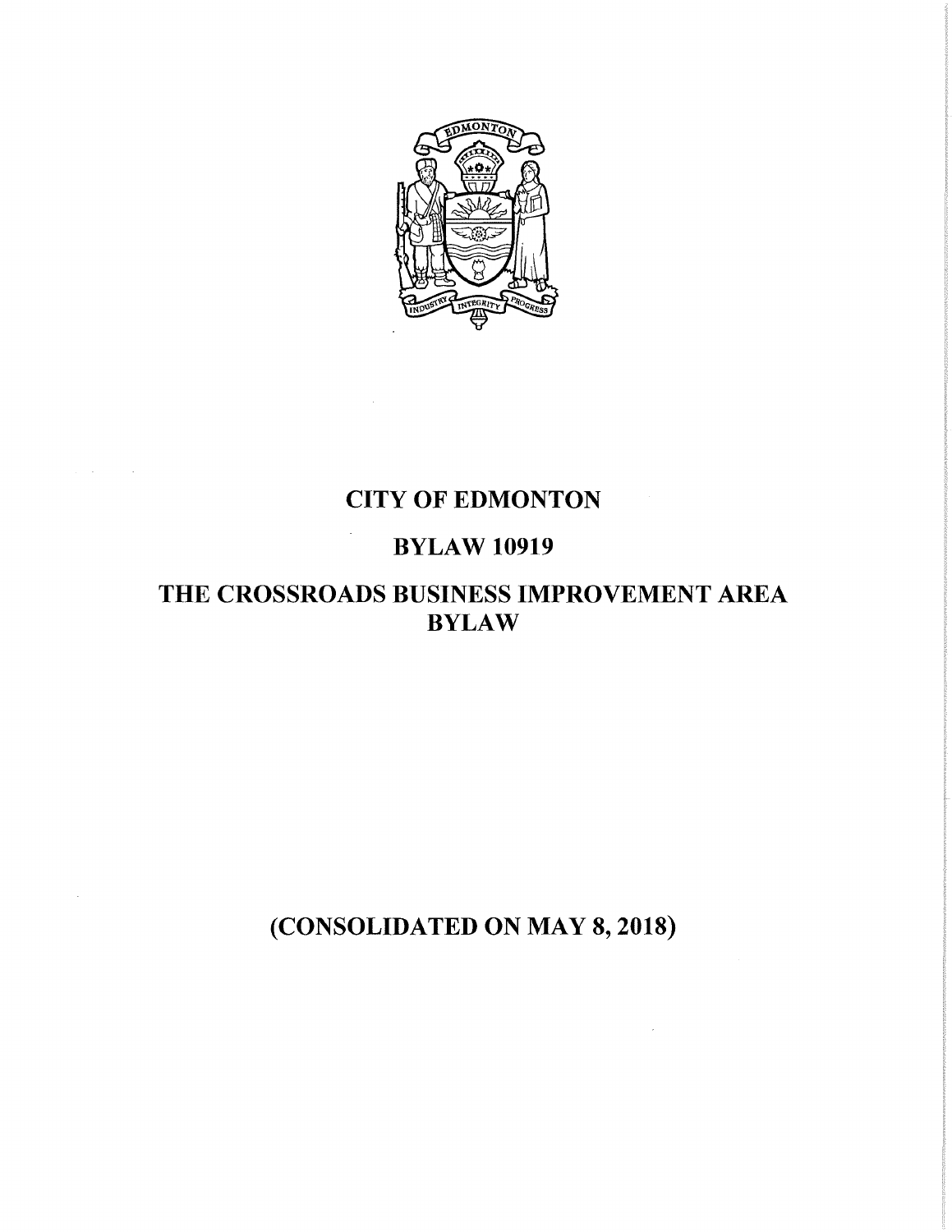# CITY OF EDMONTON

## BYLAW 10919

## THE CROSSROADS BUSINESS IMPROVEMENT AREA BYLAW

**(CONSOLIDATED ON MAY 8, 2018)**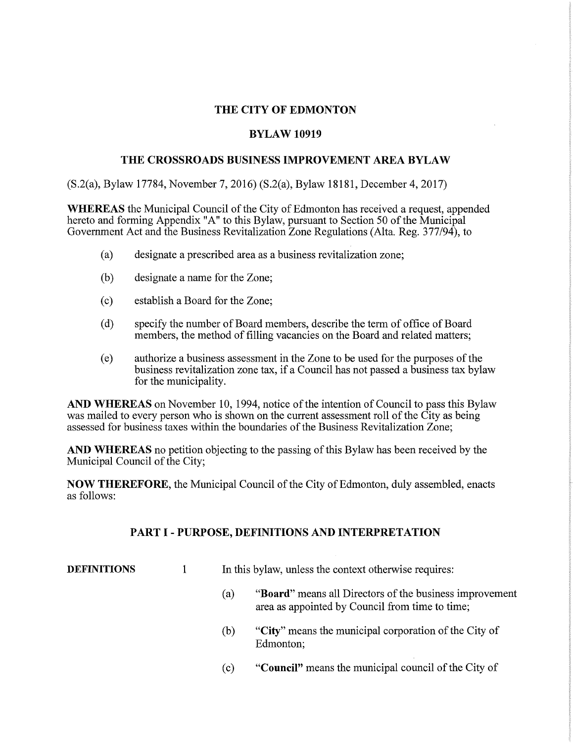# THE CITY OF EDMONTON

## BYLAW 10919

## THE CROSSROADS BUSINESS IMPROVEMENT AREA BYLAW

(S.2(a), Bylaw 17784, November 7, 2016) (S.2(a), Bylaw 18181, December 4, 2017)

**WHEREAS** the Municipal Council of the City of Edmonton has received a request, appended hereto and forming Appendix "A" to this Bylaw, pursuant to Section 50 of the Municipal Government Act and the Business Revitalization Zone Regulations (Alta. Reg. 377/94), to

(a) designate a prescribed area as a business revitalization zone;

(b) designate a name for the Zone;

(c) establish a Board for the Zone;

(d) specify the number of Board members, describe the term of office of Board members, the method of filling vacancies on the Board and related matters;

(e) authorize a business assessment in the Zone to be used for the purposes of the business revitalization zone tax, if a Council has not passed a business tax bylaw for the municipality.

**AND WHEREAS** on November 10, 1994, notice of the intention of Council to pass this Bylaw was mailed to every person who is shown on the current assessment roll of the City as being assessed for business taxes within the boundaries of the Business Revitalization Zone;

**AND WHEREAS** no petition objecting to the passing of this Bylaw has been received by the Municipal Council of the City;

**NOW THEREFORE**, the Municipal Council of the City of Edmonton, duly assembled, enacts as follows:

## PART I - PURPOSE, DEFINITIONS AND INTERPRETATION

**DEFINITIONS** 1 In this bylaw, unless the context otherwise requires:

(a) "**Board**" means all Directors of the business improvement area as appointed by Council from time to time;

(b) "**City**" means the municipal corporation of the City of Edmonton;

(c) "**Council**" means the municipal council of the City of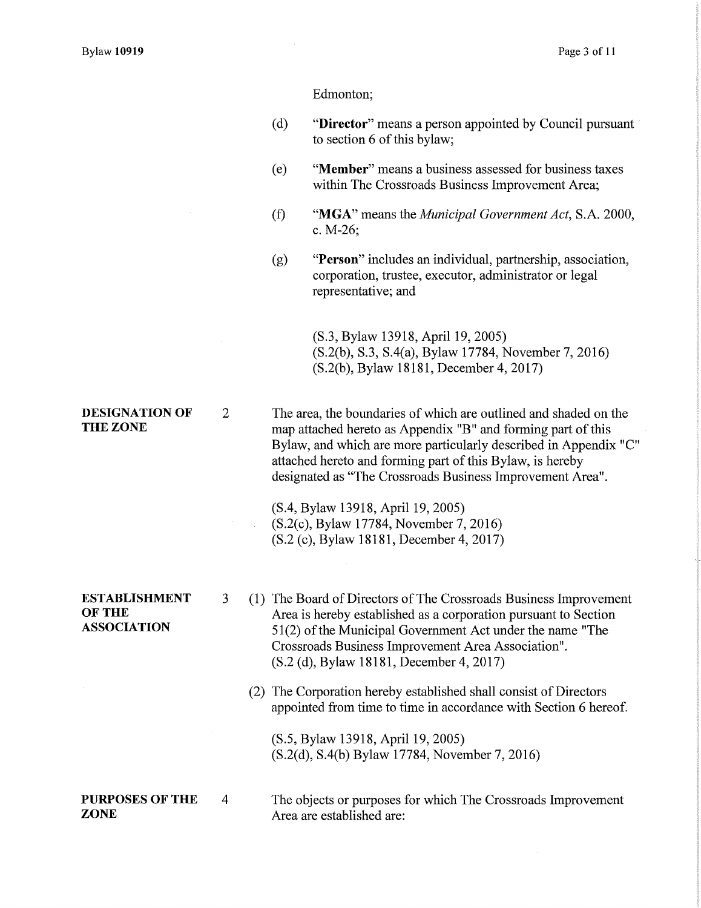Edmonton;

(d) "**Director**" means a person appointed by Council pursuant to section 6 of this bylaw;

(e) "**Member**" means a business assessed for business taxes within The Crossroads Business Improvement Area;

(f) "**MGA**" means the *Municipal Government Act*, S.A. 2000, c. M-26;

(g) "**Person**" includes an individual, partnership, association, corporation, trustee, executor, administrator or legal representative; and

(S.3, Bylaw 13918, April 19, 2005)
(S.2(b), S.3, S.4(a), Bylaw 17784, November 7, 2016)
(S.2(b), Bylaw 18181, December 4, 2017)

**DESIGNATION OF THE ZONE**

2 The area, the boundaries of which are outlined and shaded on the map attached hereto as Appendix "B" and forming part of this Bylaw, and which are more particularly described in Appendix "C" attached hereto and forming part of this Bylaw, is hereby designated as "The Crossroads Business Improvement Area".

(S.4, Bylaw 13918, April 19, 2005)
(S.2(c), Bylaw 17784, November 7, 2016)
(S.2 (c), Bylaw 18181, December 4, 2017)

**ESTABLISHMENT OF THE ASSOCIATION**

3 (1) The Board of Directors of The Crossroads Business Improvement Area is hereby established as a corporation pursuant to Section 51(2) of the Municipal Government Act under the name "The Crossroads Business Improvement Area Association".
(S.2 (d), Bylaw 18181, December 4, 2017)

(2) The Corporation hereby established shall consist of Directors appointed from time to time in accordance with Section 6 hereof.

(S.5, Bylaw 13918, April 19, 2005)
(S.2(d), S.4(b) Bylaw 17784, November 7, 2016)

**PURPOSES OF THE ZONE**

4 The objects or purposes for which The Crossroads Improvement Area are established are: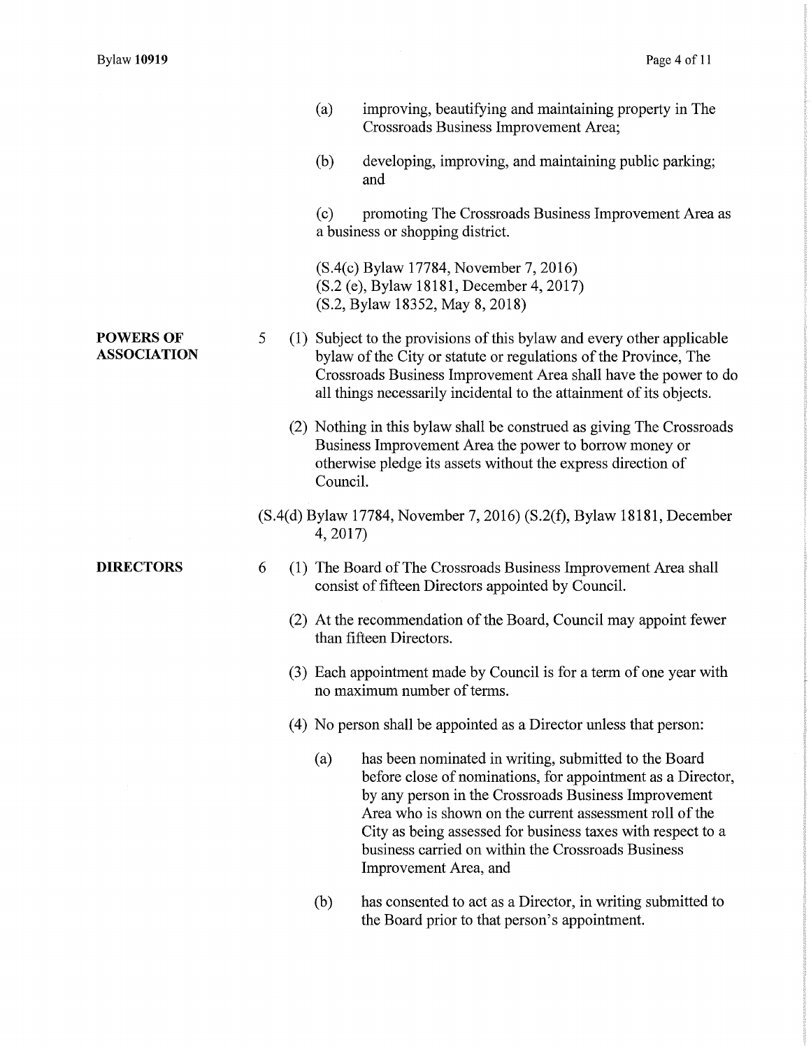(a) improving, beautifying and maintaining property in The Crossroads Business Improvement Area;

(b) developing, improving, and maintaining public parking; and

(c) promoting The Crossroads Business Improvement Area as a business or shopping district.

(S.4(c) Bylaw 17784, November 7, 2016)
(S.2 (e), Bylaw 18181, December 4, 2017)
(S.2, Bylaw 18352, May 8, 2018)

**POWERS OF ASSOCIATION**

5 (1) Subject to the provisions of this bylaw and every other applicable bylaw of the City or statute or regulations of the Province, The Crossroads Business Improvement Area shall have the power to do all things necessarily incidental to the attainment of its objects.

(2) Nothing in this bylaw shall be construed as giving The Crossroads Business Improvement Area the power to borrow money or otherwise pledge its assets without the express direction of Council.

(S.4(d) Bylaw 17784, November 7, 2016) (S.2(f), Bylaw 18181, December 4, 2017)

**DIRECTORS**

6 (1) The Board of The Crossroads Business Improvement Area shall consist of fifteen Directors appointed by Council.

(2) At the recommendation of the Board, Council may appoint fewer than fifteen Directors.

(3) Each appointment made by Council is for a term of one year with no maximum number of terms.

(4) No person shall be appointed as a Director unless that person:

(a) has been nominated in writing, submitted to the Board before close of nominations, for appointment as a Director, by any person in the Crossroads Business Improvement Area who is shown on the current assessment roll of the City as being assessed for business taxes with respect to a business carried on within the Crossroads Business Improvement Area, and

(b) has consented to act as a Director, in writing submitted to the Board prior to that person's appointment.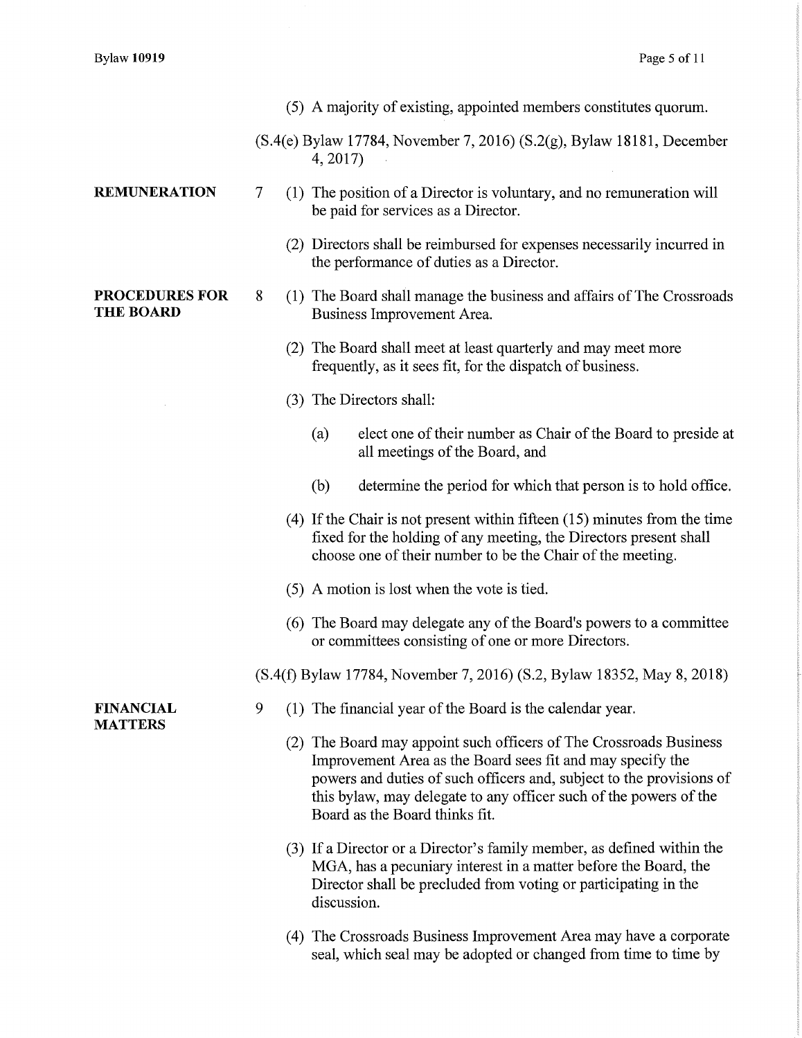(5) A majority of existing, appointed members constitutes quorum.

(S.4(e) Bylaw 17784, November 7, 2016) (S.2(g), Bylaw 18181, December 4, 2017)

**REMUNERATION**

7 (1) The position of a Director is voluntary, and no remuneration will be paid for services as a Director.

(2) Directors shall be reimbursed for expenses necessarily incurred in the performance of duties as a Director.

**PROCEDURES FOR THE BOARD**

8 (1) The Board shall manage the business and affairs of The Crossroads Business Improvement Area.

(2) The Board shall meet at least quarterly and may meet more frequently, as it sees fit, for the dispatch of business.

(3) The Directors shall:

(a) elect one of their number as Chair of the Board to preside at all meetings of the Board, and

(b) determine the period for which that person is to hold office.

(4) If the Chair is not present within fifteen (15) minutes from the time fixed for the holding of any meeting, the Directors present shall choose one of their number to be the Chair of the meeting.

(5) A motion is lost when the vote is tied.

(6) The Board may delegate any of the Board's powers to a committee or committees consisting of one or more Directors.

(S.4(f) Bylaw 17784, November 7, 2016) (S.2, Bylaw 18352, May 8, 2018)

**FINANCIAL MATTERS**

9 (1) The financial year of the Board is the calendar year.

(2) The Board may appoint such officers of The Crossroads Business Improvement Area as the Board sees fit and may specify the powers and duties of such officers and, subject to the provisions of this bylaw, may delegate to any officer such of the powers of the Board as the Board thinks fit.

(3) If a Director or a Director's family member, as defined within the MGA, has a pecuniary interest in a matter before the Board, the Director shall be precluded from voting or participating in the discussion.

(4) The Crossroads Business Improvement Area may have a corporate seal, which seal may be adopted or changed from time to time by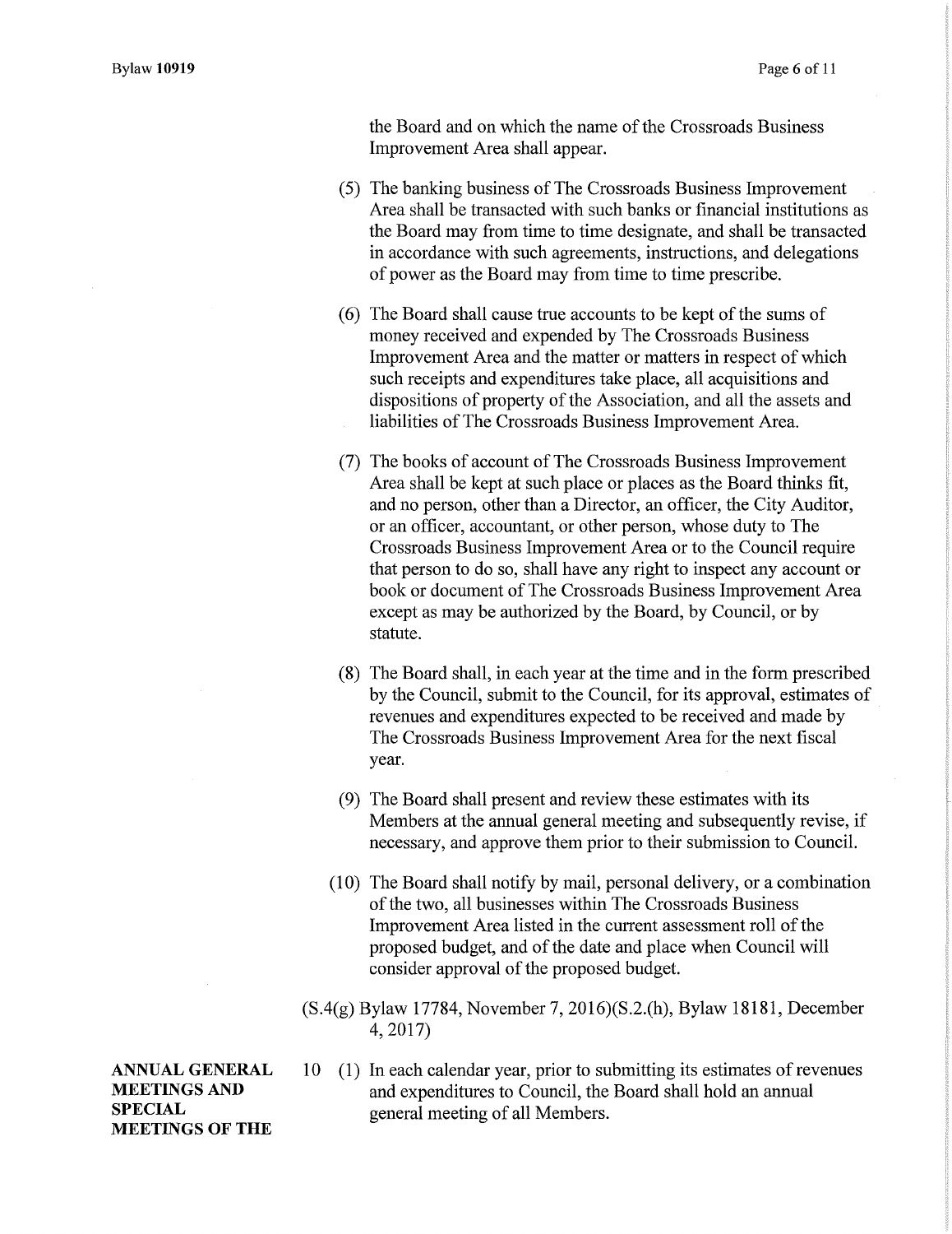the Board and on which the name of the Crossroads Business Improvement Area shall appear.

(5) The banking business of The Crossroads Business Improvement Area shall be transacted with such banks or financial institutions as the Board may from time to time designate, and shall be transacted in accordance with such agreements, instructions, and delegations of power as the Board may from time to time prescribe.

(6) The Board shall cause true accounts to be kept of the sums of money received and expended by The Crossroads Business Improvement Area and the matter or matters in respect of which such receipts and expenditures take place, all acquisitions and dispositions of property of the Association, and all the assets and liabilities of The Crossroads Business Improvement Area.

(7) The books of account of The Crossroads Business Improvement Area shall be kept at such place or places as the Board thinks fit, and no person, other than a Director, an officer, the City Auditor, or an officer, accountant, or other person, whose duty to The Crossroads Business Improvement Area or to the Council require that person to do so, shall have any right to inspect any account or book or document of The Crossroads Business Improvement Area except as may be authorized by the Board, by Council, or by statute.

(8) The Board shall, in each year at the time and in the form prescribed by the Council, submit to the Council, for its approval, estimates of revenues and expenditures expected to be received and made by The Crossroads Business Improvement Area for the next fiscal year.

(9) The Board shall present and review these estimates with its Members at the annual general meeting and subsequently revise, if necessary, and approve them prior to their submission to Council.

(10) The Board shall notify by mail, personal delivery, or a combination of the two, all businesses within The Crossroads Business Improvement Area listed in the current assessment roll of the proposed budget, and of the date and place when Council will consider approval of the proposed budget.

(S.4(g) Bylaw 17784, November 7, 2016)(S.2.(h), Bylaw 18181, December 4, 2017)

**ANNUAL GENERAL MEETINGS AND SPECIAL MEETINGS OF THE**

10 (1) In each calendar year, prior to submitting its estimates of revenues and expenditures to Council, the Board shall hold an annual general meeting of all Members.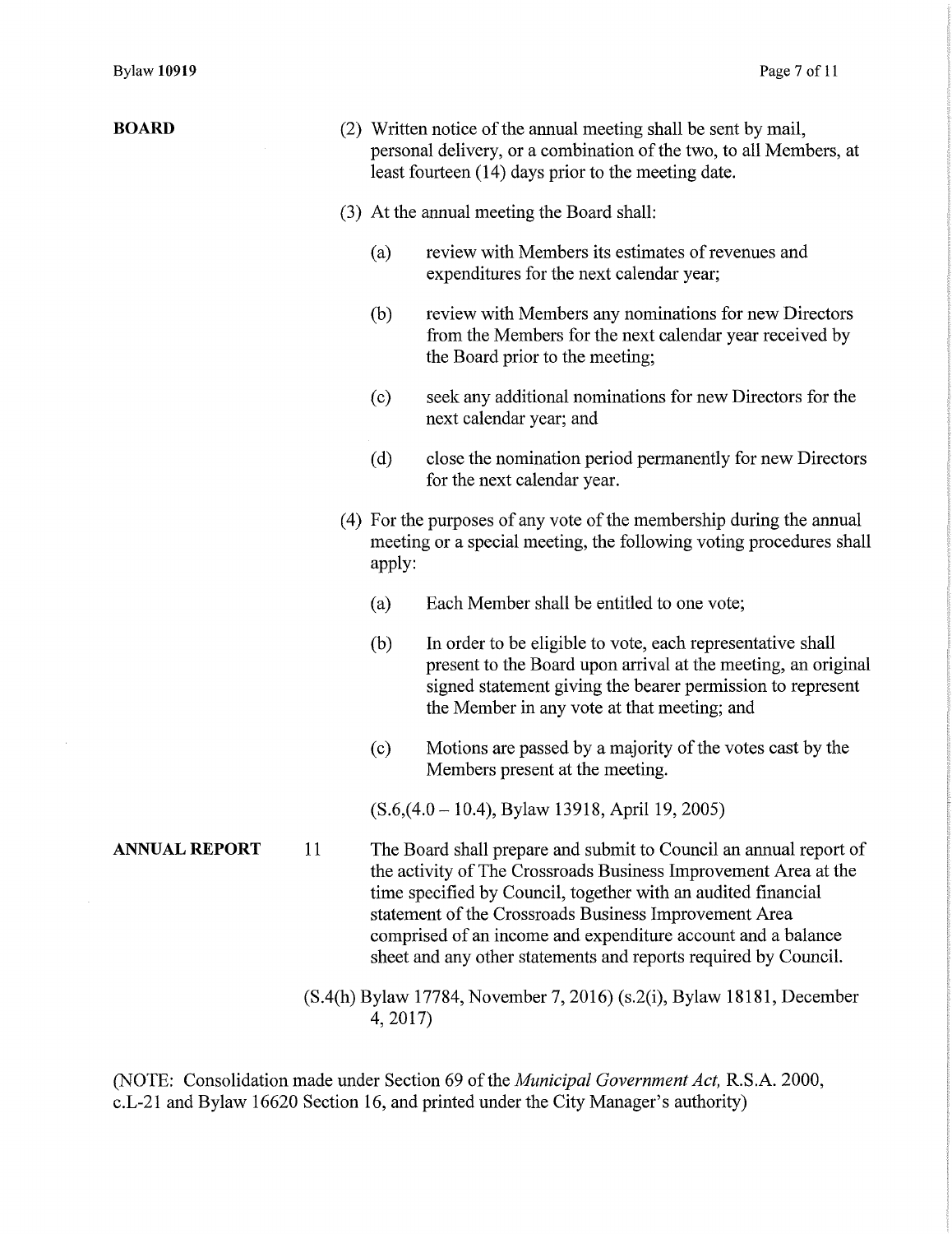**BOARD**

(2) Written notice of the annual meeting shall be sent by mail, personal delivery, or a combination of the two, to all Members, at least fourteen (14) days prior to the meeting date.

(3) At the annual meeting the Board shall:

(a) review with Members its estimates of revenues and expenditures for the next calendar year;

(b) review with Members any nominations for new Directors from the Members for the next calendar year received by the Board prior to the meeting;

(c) seek any additional nominations for new Directors for the next calendar year; and

(d) close the nomination period permanently for new Directors for the next calendar year.

(4) For the purposes of any vote of the membership during the annual meeting or a special meeting, the following voting procedures shall apply:

(a) Each Member shall be entitled to one vote;

(b) In order to be eligible to vote, each representative shall present to the Board upon arrival at the meeting, an original signed statement giving the bearer permission to represent the Member in any vote at that meeting; and

(c) Motions are passed by a majority of the votes cast by the Members present at the meeting.

(S.6,(4.0 – 10.4), Bylaw 13918, April 19, 2005)

**ANNUAL REPORT**

11 The Board shall prepare and submit to Council an annual report of the activity of The Crossroads Business Improvement Area at the time specified by Council, together with an audited financial statement of the Crossroads Business Improvement Area comprised of an income and expenditure account and a balance sheet and any other statements and reports required by Council.

(S.4(h) Bylaw 17784, November 7, 2016) (s.2(i), Bylaw 18181, December 4, 2017)

(NOTE: Consolidation made under Section 69 of the *Municipal Government Act,* R.S.A. 2000, c.L-21 and Bylaw 16620 Section 16, and printed under the City Manager's authority)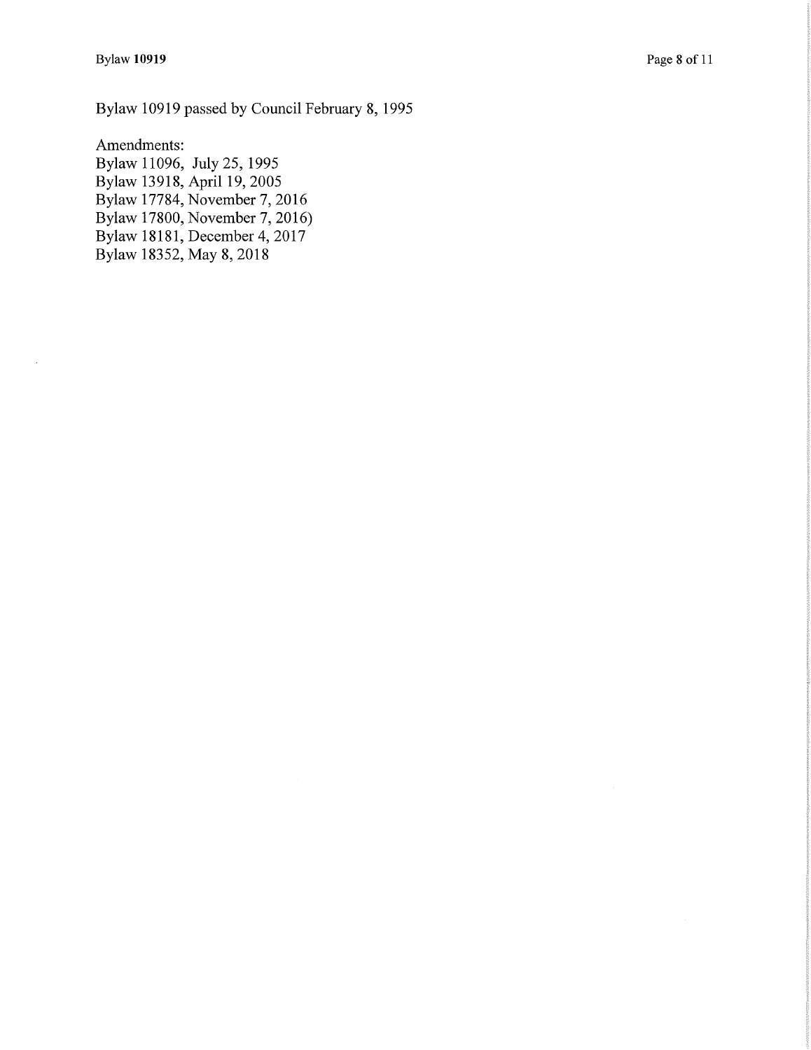Bylaw 10919 passed by Council February 8, 1995

Amendments:
Bylaw 11096, July 25, 1995
Bylaw 13918, April 19, 2005
Bylaw 17784, November 7, 2016
Bylaw 17800, November 7, 2016)
Bylaw 18181, December 4, 2017
Bylaw 18352, May 8, 2018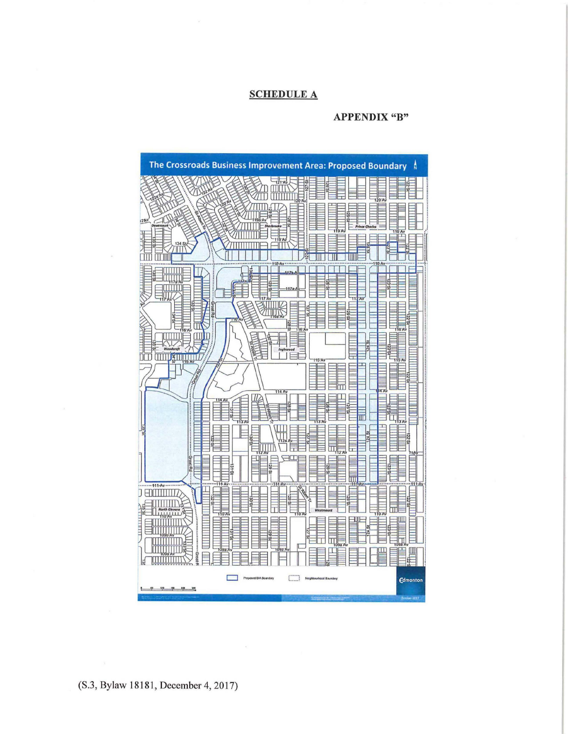**SCHEDULE A**

**APPENDIX "B"**

The Crossroads Business Improvement Area: Proposed Boundary

(S.3, Bylaw 18181, December 4, 2017)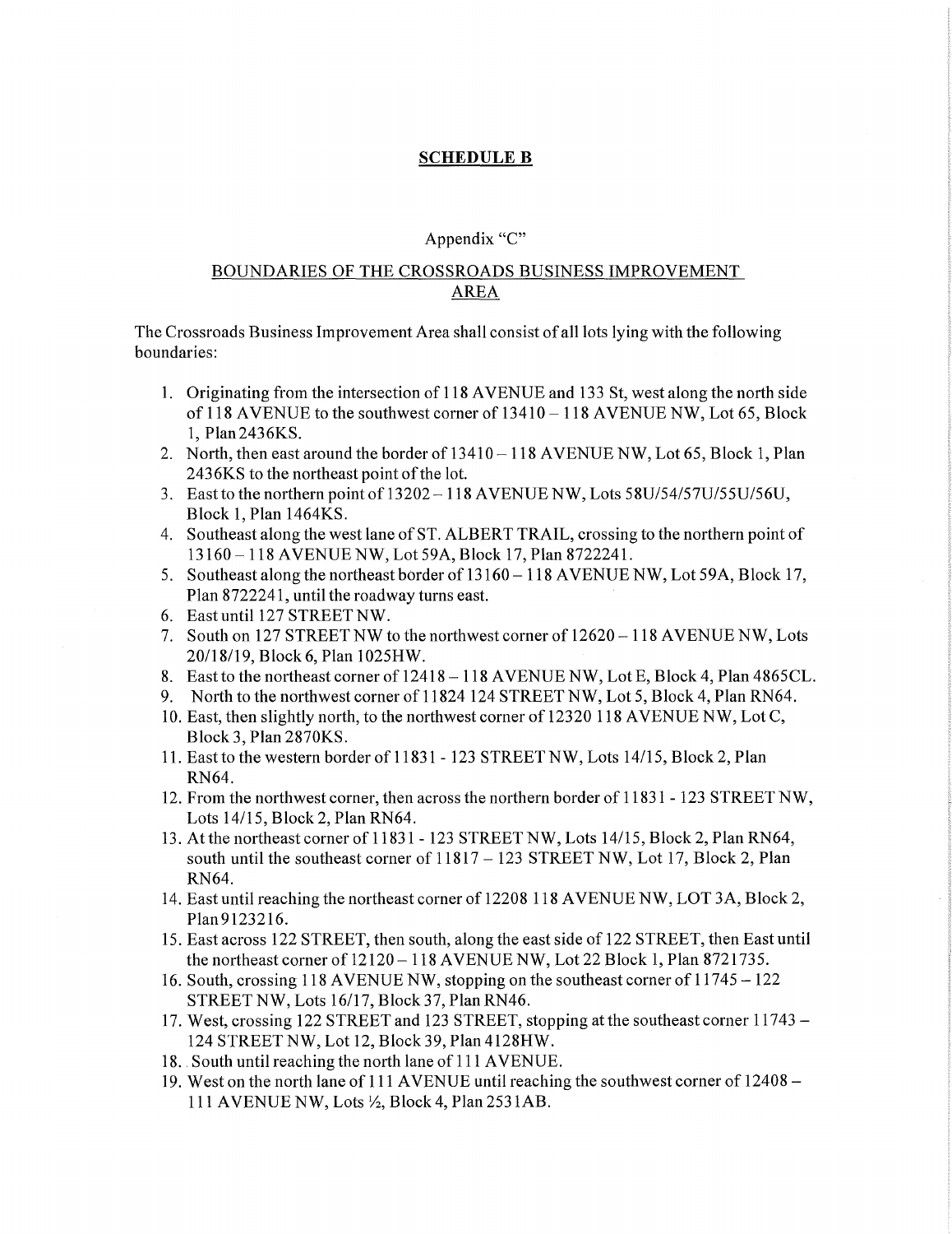**SCHEDULE B**

Appendix "C"

BOUNDARIES OF THE CROSSROADS BUSINESS IMPROVEMENT AREA

The Crossroads Business Improvement Area shall consist of all lots lying with the following boundaries:

1. Originating from the intersection of 118 AVENUE and 133 St, west along the north side of 118 AVENUE to the southwest corner of 13410 – 118 AVENUE NW, Lot 65, Block 1, Plan 2436KS.
2. North, then east around the border of 13410 – 118 AVENUE NW, Lot 65, Block 1, Plan 2436KS to the northeast point of the lot.
3. East to the northern point of 13202 – 118 AVENUE NW, Lots 58U/54/57U/55U/56U, Block 1, Plan 1464KS.
4. Southeast along the west lane of ST. ALBERT TRAIL, crossing to the northern point of 13160 – 118 AVENUE NW, Lot 59A, Block 17, Plan 8722241.
5. Southeast along the northeast border of 13160 – 118 AVENUE NW, Lot 59A, Block 17, Plan 8722241, until the roadway turns east.
6. East until 127 STREET NW.
7. South on 127 STREET NW to the northwest corner of 12620 – 118 AVENUE NW, Lots 20/18/19, Block 6, Plan 1025HW.
8. East to the northeast corner of 12418 – 118 AVENUE NW, Lot E, Block 4, Plan 4865CL.
9. North to the northwest corner of 11824 124 STREET NW, Lot 5, Block 4, Plan RN64.
10. East, then slightly north, to the northwest corner of 12320 118 AVENUE NW, Lot C, Block 3, Plan 2870KS.
11. East to the western border of 11831 - 123 STREET NW, Lots 14/15, Block 2, Plan RN64.
12. From the northwest corner, then across the northern border of 11831 - 123 STREET NW, Lots 14/15, Block 2, Plan RN64.
13. At the northeast corner of 11831 - 123 STREET NW, Lots 14/15, Block 2, Plan RN64, south until the southeast corner of 11817 – 123 STREET NW, Lot 17, Block 2, Plan RN64.
14. East until reaching the northeast corner of 12208 118 AVENUE NW, LOT 3A, Block 2, Plan 9123216.
15. East across 122 STREET, then south, along the east side of 122 STREET, then East until the northeast corner of 12120 – 118 AVENUE NW, Lot 22 Block 1, Plan 8721735.
16. South, crossing 118 AVENUE NW, stopping on the southeast corner of 11745 – 122 STREET NW, Lots 16/17, Block 37, Plan RN46.
17. West, crossing 122 STREET and 123 STREET, stopping at the southeast corner 11743 – 124 STREET NW, Lot 12, Block 39, Plan 4128HW.
18. South until reaching the north lane of 111 AVENUE.
19. West on the north lane of 111 AVENUE until reaching the southwest corner of 12408 – 111 AVENUE NW, Lots ½, Block 4, Plan 2531AB.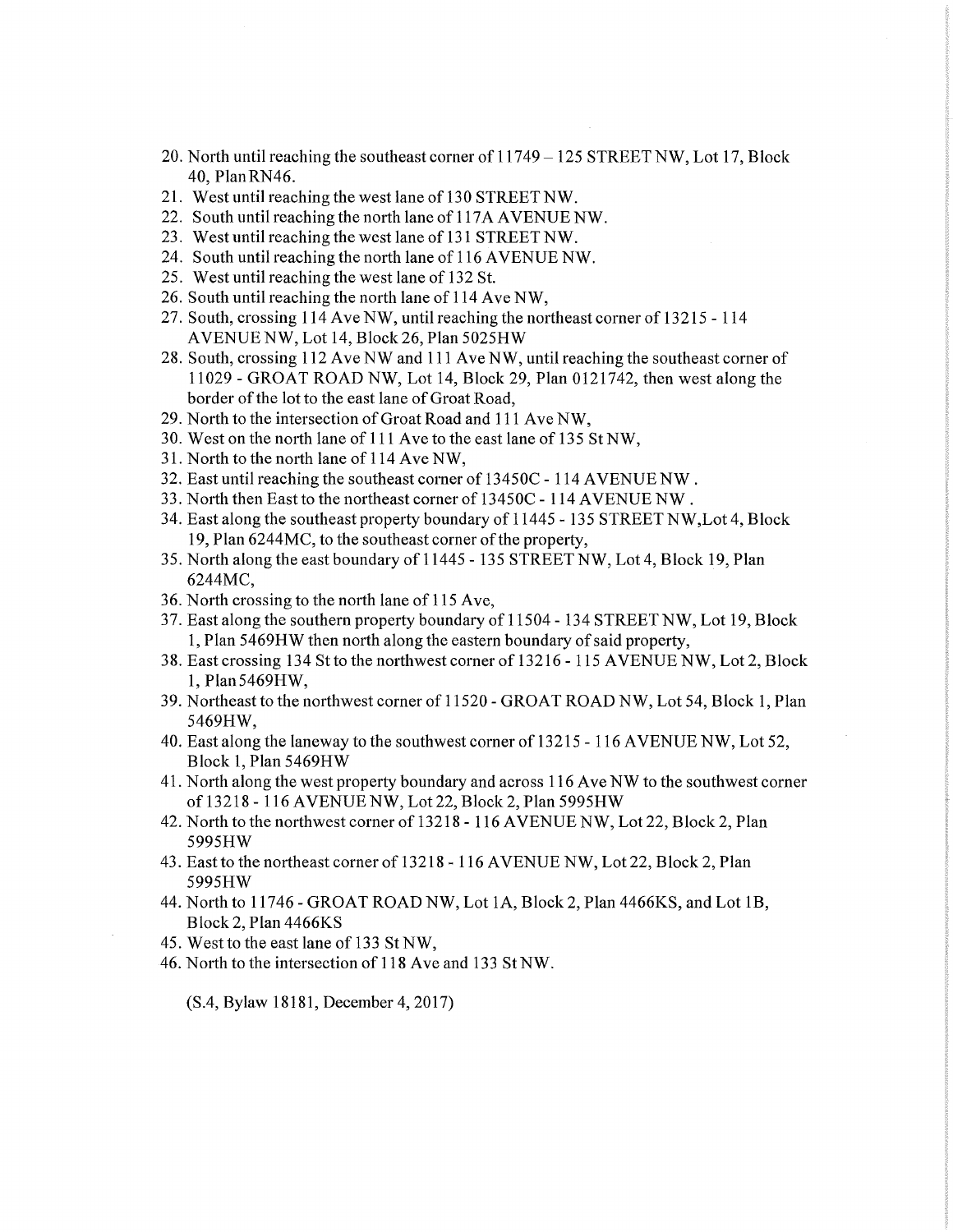20. North until reaching the southeast corner of 11749 – 125 STREET NW, Lot 17, Block 40, Plan RN46.
21. West until reaching the west lane of 130 STREET NW.
22. South until reaching the north lane of 117A AVENUE NW.
23. West until reaching the west lane of 131 STREET NW.
24. South until reaching the north lane of 116 AVENUE NW.
25. West until reaching the west lane of 132 St.
26. South until reaching the north lane of 114 Ave NW,
27. South, crossing 114 Ave NW, until reaching the northeast corner of 13215 - 114 AVENUE NW, Lot 14, Block 26, Plan 5025HW
28. South, crossing 112 Ave NW and 111 Ave NW, until reaching the southeast corner of 11029 - GROAT ROAD NW, Lot 14, Block 29, Plan 0121742, then west along the border of the lot to the east lane of Groat Road,
29. North to the intersection of Groat Road and 111 Ave NW,
30. West on the north lane of 111 Ave to the east lane of 135 St NW,
31. North to the north lane of 114 Ave NW,
32. East until reaching the southeast corner of 13450C - 114 AVENUE NW .
33. North then East to the northeast corner of 13450C - 114 AVENUE NW .
34. East along the southeast property boundary of 11445 - 135 STREET NW,Lot 4, Block 19, Plan 6244MC, to the southeast corner of the property,
35. North along the east boundary of 11445 - 135 STREET NW, Lot 4, Block 19, Plan 6244MC,
36. North crossing to the north lane of 115 Ave,
37. East along the southern property boundary of 11504 - 134 STREET NW, Lot 19, Block 1, Plan 5469HW then north along the eastern boundary of said property,
38. East crossing 134 St to the northwest corner of 13216 - 115 AVENUE NW, Lot 2, Block 1, Plan 5469HW,
39. Northeast to the northwest corner of 11520 - GROAT ROAD NW, Lot 54, Block 1, Plan 5469HW,
40. East along the laneway to the southwest corner of 13215 - 116 AVENUE NW, Lot 52, Block 1, Plan 5469HW
41. North along the west property boundary and across 116 Ave NW to the southwest corner of 13218 - 116 AVENUE NW, Lot 22, Block 2, Plan 5995HW
42. North to the northwest corner of 13218 - 116 AVENUE NW, Lot 22, Block 2, Plan 5995HW
43. East to the northeast corner of 13218 - 116 AVENUE NW, Lot 22, Block 2, Plan 5995HW
44. North to 11746 - GROAT ROAD NW, Lot 1A, Block 2, Plan 4466KS, and Lot 1B, Block 2, Plan 4466KS
45. West to the east lane of 133 St NW,
46. North to the intersection of 118 Ave and 133 St NW.

(S.4, Bylaw 18181, December 4, 2017)